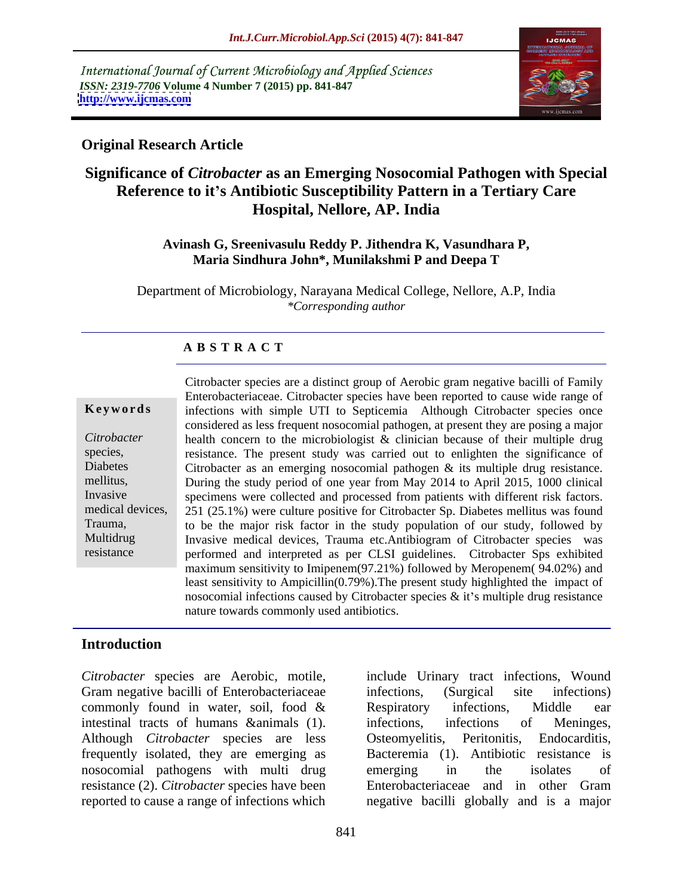International Journal of Current Microbiology and Applied Sciences
*ISSN: 2319-7706* **Volume 4 Number 7 (2015) pp. 841-847**
**http://www.ijcmas.com**

**Original Research Article**

# Significance of *Citrobacter* as an Emerging Nosocomial Pathogen with Special Reference to it's Antibiotic Susceptibility Pattern in a Tertiary Care Hospital, Nellore, AP. India

**Avinash G, Sreenivasulu Reddy P. Jithendra K, Vasundhara P, Maria Sindhura John\*, Munilakshmi P and Deepa T**

Department of Microbiology, Narayana Medical College, Nellore, A.P, India
*\*Corresponding author*

## A B S T R A C T

**Keywords**

*Citrobacter* species, Diabetes mellitus, Invasive medical devices, Trauma, Multidrug resistance

Citrobacter species are a distinct group of Aerobic gram negative bacilli of Family Enterobacteriaceae. Citrobacter species have been reported to cause wide range of infections with simple UTI to Septicemia Although Citrobacter species once considered as less frequent nosocomial pathogen, at present they are posing a major health concern to the microbiologist & clinician because of their multiple drug resistance. The present study was carried out to enlighten the significance of Citrobacter as an emerging nosocomial pathogen & its multiple drug resistance. During the study period of one year from May 2014 to April 2015, 1000 clinical specimens were collected and processed from patients with different risk factors. 251 (25.1%) were culture positive for Citrobacter Sp. Diabetes mellitus was found to be the major risk factor in the study population of our study, followed by Invasive medical devices, Trauma etc.Antibiogram of Citrobacter species was performed and interpreted as per CLSI guidelines. Citrobacter Sps exhibited maximum sensitivity to Imipenem(97.21%) followed by Meropenem( 94.02%) and least sensitivity to Ampicillin(0.79%).The present study highlighted the impact of nosocomial infections caused by Citrobacter species & it's multiple drug resistance nature towards commonly used antibiotics.

## Introduction

*Citrobacter* species are Aerobic, motile, Gram negative bacilli of Enterobacteriaceae commonly found in water, soil, food & intestinal tracts of humans &animals (1). Although *Citrobacter* species are less frequently isolated, they are emerging as nosocomial pathogens with multi drug resistance (2). *Citrobacter* species have been reported to cause a range of infections which include Urinary tract infections, Wound infections, (Surgical site infections) Respiratory infections, Middle ear infections, infections of Meninges, Osteomyelitis, Peritonitis, Endocarditis, Bacteremia (1). Antibiotic resistance is emerging in the isolates of Enterobacteriaceae and in other Gram negative bacilli globally and is a major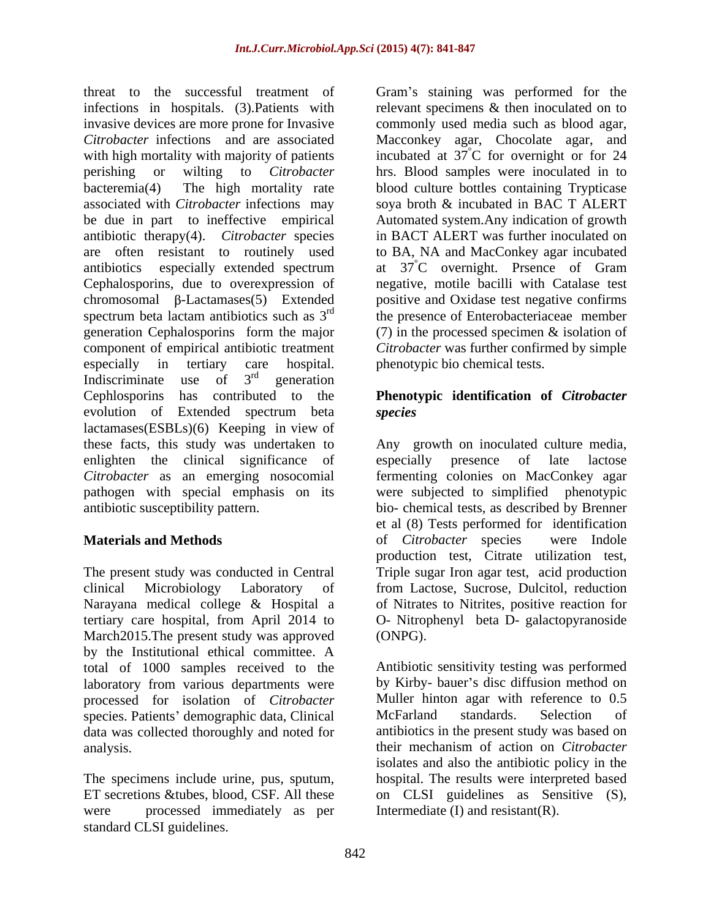threat to the successful treatment of infections in hospitals. (3).Patients with invasive devices are more prone for Invasive *Citrobacter* infections and are associated with high mortality with majority of patients perishing or wilting to *Citrobacter* bacteremia(4) The high mortality rate associated with *Citrobacter* infections may be due in part to ineffective empirical antibiotic therapy(4). *Citrobacter* species are often resistant to routinely used antibiotics especially extended spectrum Cephalosporins, due to overexpression of chromosomal β-Lactamases(5) Extended spectrum beta lactam antibiotics such as 3rd generation Cephalosporins form the major component of empirical antibiotic treatment especially in tertiary care hospital. Indiscriminate use of 3rd generation Cephlosporins has contributed to the evolution of Extended spectrum beta lactamases(ESBLs)(6) Keeping in view of these facts, this study was undertaken to enlighten the clinical significance of *Citrobacter* as an emerging nosocomial pathogen with special emphasis on its antibiotic susceptibility pattern.

## Materials and Methods

The present study was conducted in Central clinical Microbiology Laboratory of Narayana medical college & Hospital a tertiary care hospital, from April 2014 to March2015.The present study was approved by the Institutional ethical committee. A total of 1000 samples received to the laboratory from various departments were processed for isolation of *Citrobacter* species. Patients' demographic data, Clinical data was collected thoroughly and noted for analysis.

The specimens include urine, pus, sputum, ET secretions &tubes, blood, CSF. All these were processed immediately as per standard CLSI guidelines.

Gram's staining was performed for the relevant specimens & then inoculated on to commonly used media such as blood agar, Macconkey agar, Chocolate agar, and incubated at 37°C for overnight or for 24 hrs. Blood samples were inoculated in to blood culture bottles containing Trypticase soya broth & incubated in BAC T ALERT Automated system.Any indication of growth in BACT ALERT was further inoculated on to BA, NA and MacConkey agar incubated at 37°C overnight. Prsence of Gram negative, motile bacilli with Catalase test positive and Oxidase test negative confirms the presence of Enterobacteriaceae member (7) in the processed specimen & isolation of *Citrobacter* was further confirmed by simple phenotypic bio chemical tests.

### Phenotypic identification of *Citrobacter species*

Any growth on inoculated culture media, especially presence of late lactose fermenting colonies on MacConkey agar were subjected to simplified phenotypic bio- chemical tests, as described by Brenner et al (8) Tests performed for identification of *Citrobacter* species were Indole production test, Citrate utilization test, Triple sugar Iron agar test, acid production from Lactose, Sucrose, Dulcitol, reduction of Nitrates to Nitrites, positive reaction for O- Nitrophenyl beta D- galactopyranoside (ONPG).

Antibiotic sensitivity testing was performed by Kirby- bauer's disc diffusion method on Muller hinton agar with reference to 0.5 McFarland standards. Selection of antibiotics in the present study was based on their mechanism of action on *Citrobacter* isolates and also the antibiotic policy in the hospital. The results were interpreted based on CLSI guidelines as Sensitive (S), Intermediate (I) and resistant(R).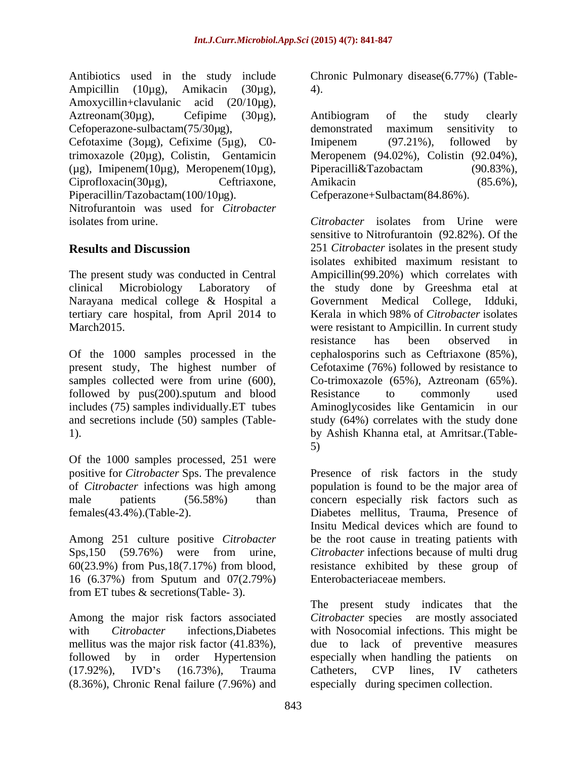Antibiotics used in the study include Ampicillin (10µg), Amikacin (30µg), Amoxycillin+clavulanic acid (20/10µg), Aztreonam(30µg), Cefipime (30µg), Cefoperazone-sulbactam(75/30µg), Cefotaxime (3oµg), Cefixime (5µg), C0-trimoxazole (20µg), Colistin, Gentamicin (µg), Imipenem(10µg), Meropenem(10µg), Ciprofloxacin(30µg), Ceftriaxone, Piperacillin/Tazobactam(100/10µg). Nitrofurantoin was used for *Citrobacter* isolates from urine.

## Results and Discussion

The present study was conducted in Central clinical Microbiology Laboratory of Narayana medical college & Hospital a tertiary care hospital, from April 2014 to March2015.

Of the 1000 samples processed in the present study, The highest number of samples collected were from urine (600), followed by pus(200).sputum and blood includes (75) samples individually.ET tubes and secretions include (50) samples (Table-1).

Of the 1000 samples processed, 251 were positive for *Citrobacter* Sps. The prevalence of *Citrobacter* infections was high among male patients (56.58%) than females(43.4%).(Table-2).

Among 251 culture positive *Citrobacter* Sps,150 (59.76%) were from urine, 60(23.9%) from Pus,18(7.17%) from blood, 16 (6.37%) from Sputum and 07(2.79%) from ET tubes & secretions(Table- 3).

Among the major risk factors associated with *Citrobacter* infections,Diabetes mellitus was the major risk factor (41.83%), followed by in order Hypertension (17.92%), IVD's (16.73%), Trauma (8.36%), Chronic Renal failure (7.96%) and Chronic Pulmonary disease(6.77%) (Table-4).

Antibiogram of the study clearly demonstrated maximum sensitivity to Imipenem (97.21%), followed by Meropenem (94.02%), Colistin (92.04%), Piperacilli&Tazobactam (90.83%), Amikacin (85.6%), Cefperazone+Sulbactam(84.86%).

*Citrobacter* isolates from Urine were sensitive to Nitrofurantoin (92.82%). Of the 251 *Citrobacter* isolates in the present study isolates exhibited maximum resistant to Ampicillin(99.20%) which correlates with the study done by Greeshma etal at Government Medical College, Idduki, Kerala in which 98% of *Citrobacter* isolates were resistant to Ampicillin. In current study resistance has been observed in cephalosporins such as Ceftriaxone (85%), Cefotaxime (76%) followed by resistance to Co-trimoxazole (65%), Aztreonam (65%). Resistance to commonly used Aminoglycosides like Gentamicin in our study (64%) correlates with the study done by Ashish Khanna etal, at Amritsar.(Table-5)

Presence of risk factors in the study population is found to be the major area of concern especially risk factors such as Diabetes mellitus, Trauma, Presence of Insitu Medical devices which are found to be the root cause in treating patients with *Citrobacter* infections because of multi drug resistance exhibited by these group of Enterobacteriaceae members.

The present study indicates that the *Citrobacter* species are mostly associated with Nosocomial infections. This might be due to lack of preventive measures especially when handling the patients on Catheters, CVP lines, IV catheters especially during specimen collection.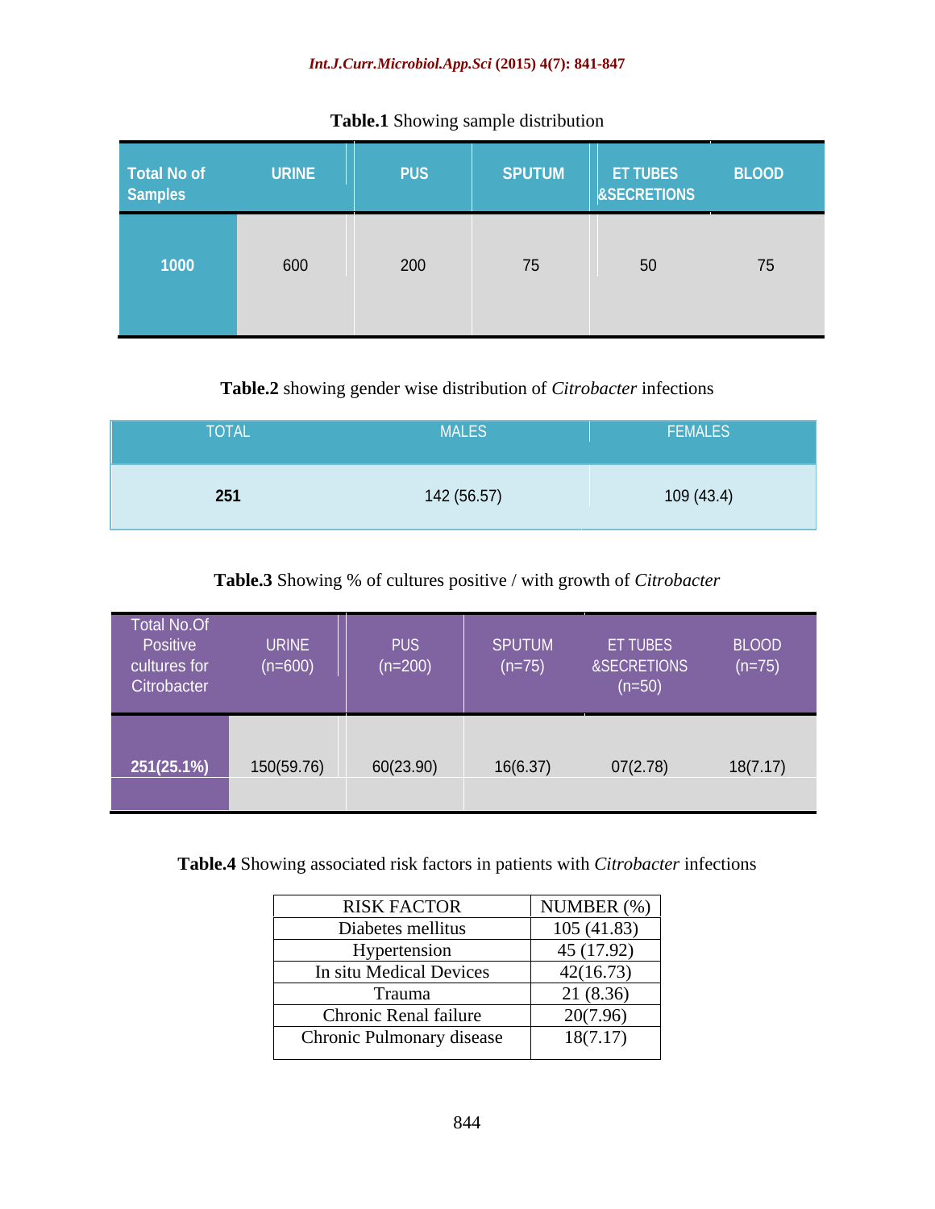**Table.1** Showing sample distribution

| Total No of Samples | URINE | PUS | SPUTUM | ET TUBES &SECRETIONS | BLOOD |
|---|---|---|---|---|---|
| 1000 | 600 | 200 | 75 | 50 | 75 |

**Table.2** showing gender wise distribution of *Citrobacter* infections

| TOTAL | MALES | FEMALES |
|---|---|---|
| 251 | 142 (56.57) | 109 (43.4) |

**Table.3** Showing % of cultures positive / with growth of *Citrobacter*

| Total No.Of Positive cultures for Citrobacter | URINE (n=600) | PUS (n=200) | SPUTUM (n=75) | ET TUBES &SECRETIONS (n=50) | BLOOD (n=75) |
|---|---|---|---|---|---|
| 251(25.1%) | 150(59.76) | 60(23.90) | 16(6.37) | 07(2.78) | 18(7.17) |

**Table.4** Showing associated risk factors in patients with *Citrobacter* infections

| RISK FACTOR | NUMBER (%) |
|---|---|
| Diabetes mellitus | 105 (41.83) |
| Hypertension | 45 (17.92) |
| In situ Medical Devices | 42(16.73) |
| Trauma | 21 (8.36) |
| Chronic Renal failure | 20(7.96) |
| Chronic Pulmonary disease | 18(7.17) |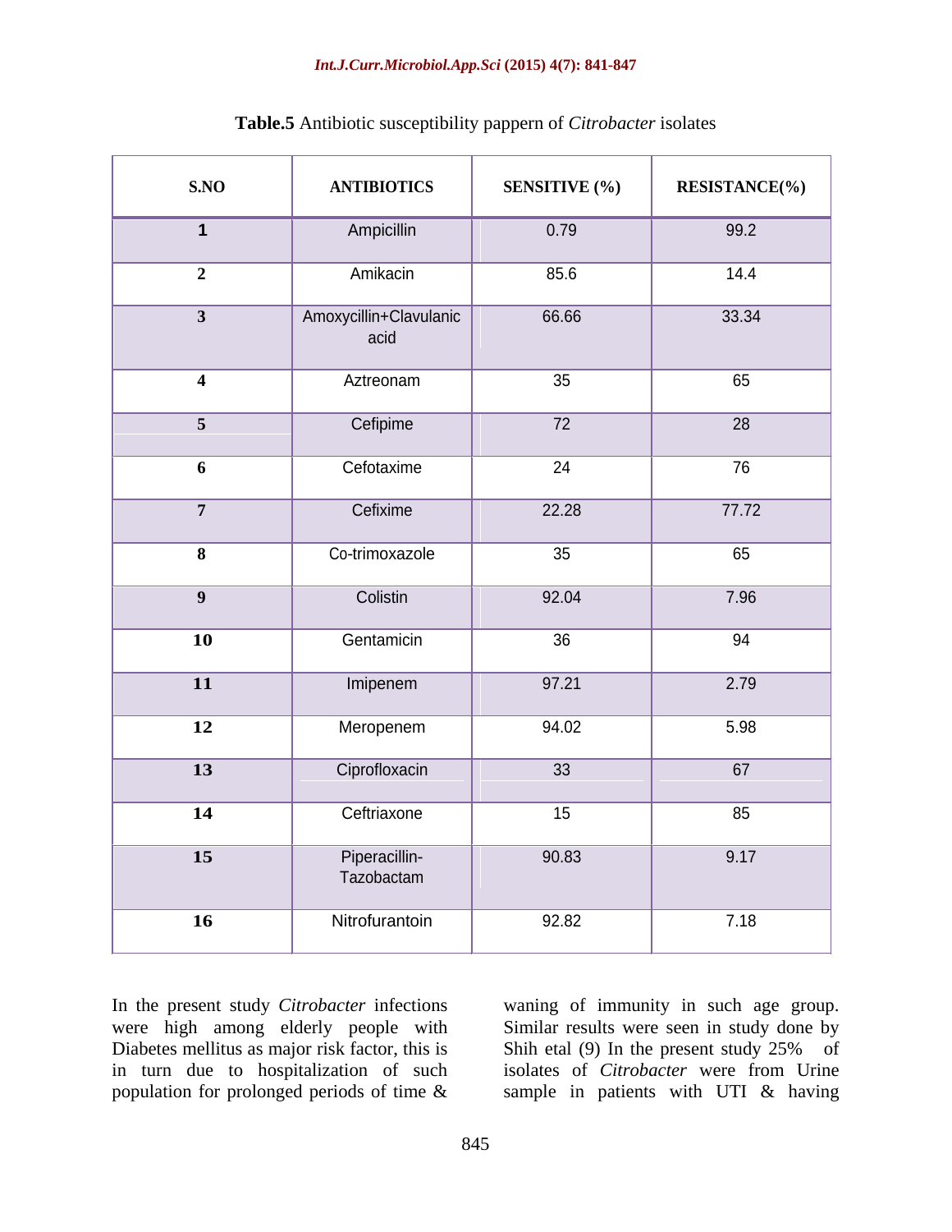**Table.5** Antibiotic susceptibility pappern of *Citrobacter* isolates

| S.NO | ANTIBIOTICS | SENSITIVE (%) | RESISTANCE(%) |
|---|---|---|---|
| 1 | Ampicillin | 0.79 | 99.2 |
| 2 | Amikacin | 85.6 | 14.4 |
| 3 | Amoxycillin+Clavulanic acid | 66.66 | 33.34 |
| 4 | Aztreonam | 35 | 65 |
| 5 | Cefipime | 72 | 28 |
| 6 | Cefotaxime | 24 | 76 |
| 7 | Cefixime | 22.28 | 77.72 |
| 8 | Co-trimoxazole | 35 | 65 |
| 9 | Colistin | 92.04 | 7.96 |
| 10 | Gentamicin | 36 | 94 |
| 11 | Imipenem | 97.21 | 2.79 |
| 12 | Meropenem | 94.02 | 5.98 |
| 13 | Ciprofloxacin | 33 | 67 |
| 14 | Ceftriaxone | 15 | 85 |
| 15 | Piperacillin-Tazobactam | 90.83 | 9.17 |
| 16 | Nitrofurantoin | 92.82 | 7.18 |

In the present study *Citrobacter* infections were high among elderly people with Diabetes mellitus as major risk factor, this is in turn due to hospitalization of such population for prolonged periods of time & waning of immunity in such age group. Similar results were seen in study done by Shih etal (9) In the present study 25% of isolates of *Citrobacter* were from Urine sample in patients with UTI & having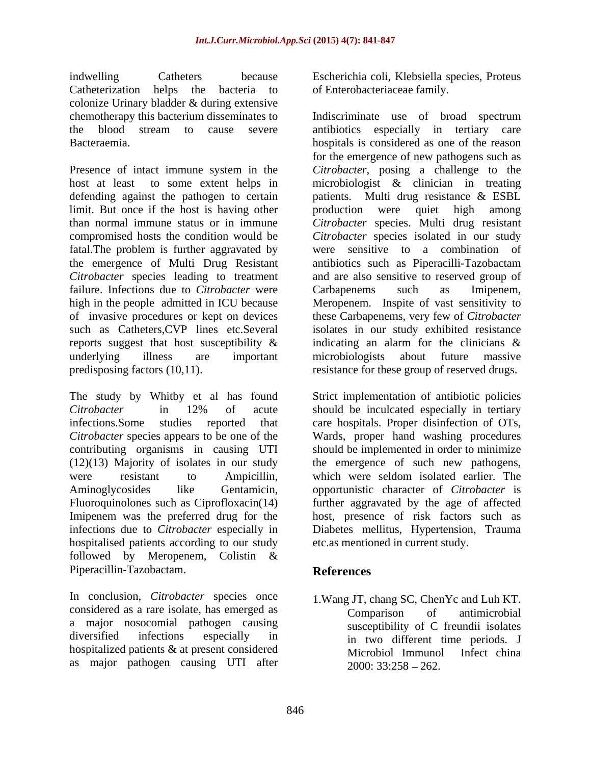indwelling Catheters because Catheterization helps the bacteria to colonize Urinary bladder & during extensive chemotherapy this bacterium disseminates to the blood stream to cause severe Bacteraemia.

Presence of intact immune system in the host at least to some extent helps in defending against the pathogen to certain limit. But once if the host is having other than normal immune status or in immune compromised hosts the condition would be fatal.The problem is further aggravated by the emergence of Multi Drug Resistant *Citrobacter* species leading to treatment failure. Infections due to *Citrobacter* were high in the people admitted in ICU because of invasive procedures or kept on devices such as Catheters,CVP lines etc.Several reports suggest that host susceptibility & underlying illness are important predisposing factors (10,11).

The study by Whitby et al has found *Citrobacter* in 12% of acute infections.Some studies reported that *Citrobacter* species appears to be one of the contributing organisms in causing UTI (12)(13) Majority of isolates in our study were resistant to Ampicillin, Aminoglycosides like Gentamicin, Fluoroquinolones such as Ciprofloxacin(14) Imipenem was the preferred drug for the infections due to *Citrobacter* especially in hospitalised patients according to our study followed by Meropenem, Colistin & Piperacillin-Tazobactam.

In conclusion, *Citrobacter* species once considered as a rare isolate, has emerged as a major nosocomial pathogen causing diversified infections especially in hospitalized patients & at present considered as major pathogen causing UTI after Escherichia coli, Klebsiella species, Proteus of Enterobacteriaceae family.

Indiscriminate use of broad spectrum antibiotics especially in tertiary care hospitals is considered as one of the reason for the emergence of new pathogens such as *Citrobacter*, posing a challenge to the microbiologist & clinician in treating patients. Multi drug resistance & ESBL production were quiet high among *Citrobacter* species. Multi drug resistant *Citrobacter* species isolated in our study were sensitive to a combination of antibiotics such as Piperacilli-Tazobactam and are also sensitive to reserved group of Carbapenems such as Imipenem, Meropenem. Inspite of vast sensitivity to these Carbapenems, very few of *Citrobacter* isolates in our study exhibited resistance indicating an alarm for the clinicians & microbiologists about future massive resistance for these group of reserved drugs.

Strict implementation of antibiotic policies should be inculcated especially in tertiary care hospitals. Proper disinfection of OTs, Wards, proper hand washing procedures should be implemented in order to minimize the emergence of such new pathogens, which were seldom isolated earlier. The opportunistic character of *Citrobacter* is further aggravated by the age of affected host, presence of risk factors such as Diabetes mellitus, Hypertension, Trauma etc.as mentioned in current study.

## References

1. Wang JT, chang SC, ChenYc and Luh KT. Comparison of antimicrobial susceptibility of C freundii isolates in two different time periods. J Microbiol Immunol Infect china 2000: 33:258 – 262.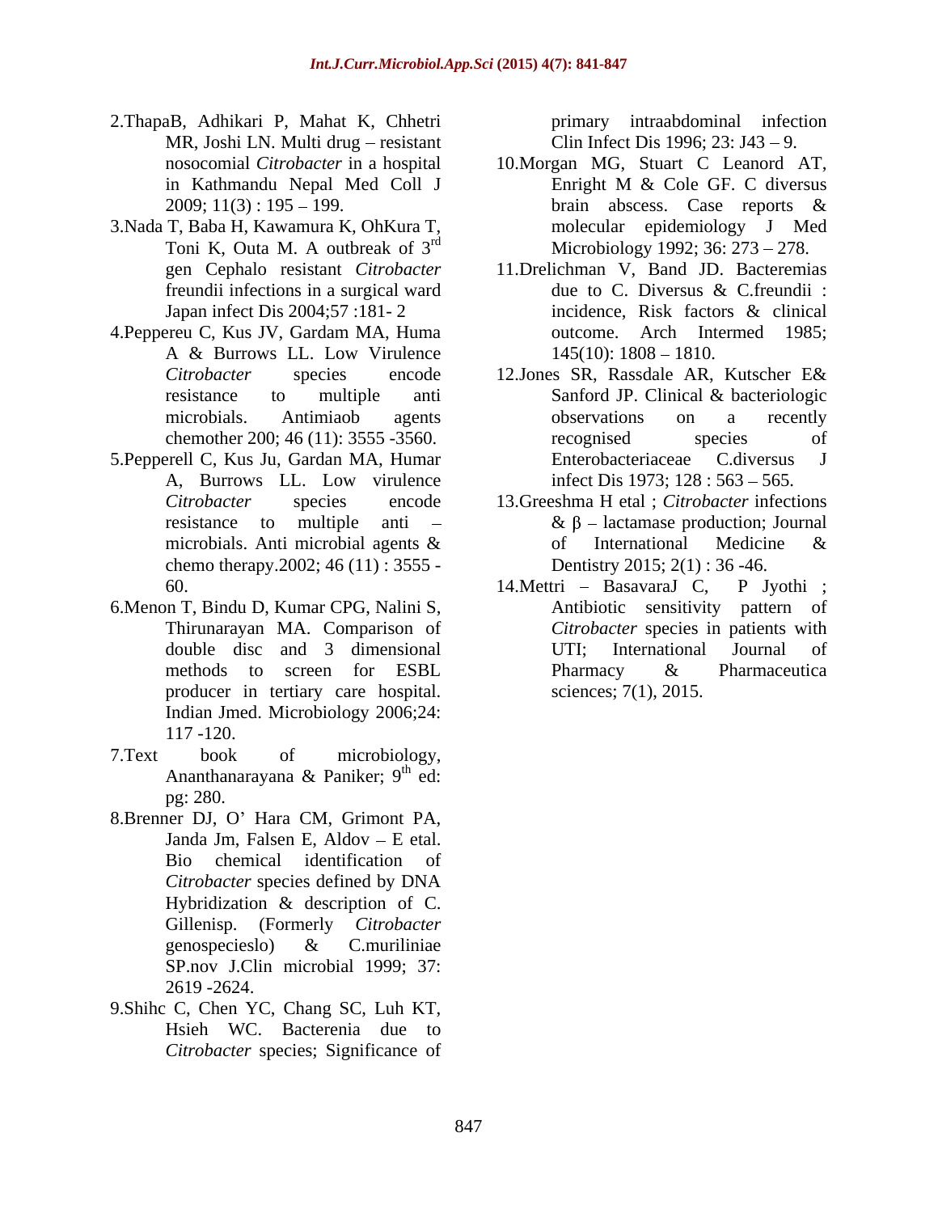2.ThapaB, Adhikari P, Mahat K, Chhetri MR, Joshi LN. Multi drug – resistant nosocomial *Citrobacter* in a hospital in Kathmandu Nepal Med Coll J 2009; 11(3) : 195 – 199.

3.Nada T, Baba H, Kawamura K, OhKura T, Toni K, Outa M. A outbreak of 3rd gen Cephalo resistant *Citrobacter* freundii infections in a surgical ward Japan infect Dis 2004;57 :181- 2

4.Peppereu C, Kus JV, Gardam MA, Huma A & Burrows LL. Low Virulence *Citrobacter* species encode resistance to multiple anti microbials. Antimiaob agents chemother 200; 46 (11): 3555 -3560.

5.Pepperell C, Kus Ju, Gardan MA, Humar A, Burrows LL. Low virulence *Citrobacter* species encode resistance to multiple anti – microbials. Anti microbial agents & chemo therapy.2002; 46 (11) : 3555 - 60.

6.Menon T, Bindu D, Kumar CPG, Nalini S, Thirunarayan MA. Comparison of double disc and 3 dimensional methods to screen for ESBL producer in tertiary care hospital. Indian Jmed. Microbiology 2006;24: 117 -120.

7.Text book of microbiology, Ananthanarayana & Paniker; 9th ed: pg: 280.

8.Brenner DJ, O' Hara CM, Grimont PA, Janda Jm, Falsen E, Aldov – E etal. Bio chemical identification of *Citrobacter* species defined by DNA Hybridization & description of C. Gillenisp. (Formerly *Citrobacter* genospecieslo) & C.muriliniae SP.nov J.Clin microbial 1999; 37: 2619 -2624.

9.Shihc C, Chen YC, Chang SC, Luh KT, Hsieh WC. Bacterenia due to *Citrobacter* species; Significance of primary intraabdominal infection Clin Infect Dis 1996; 23: J43 – 9.

10.Morgan MG, Stuart C Leanord AT, Enright M & Cole GF. C diversus brain abscess. Case reports & molecular epidemiology J Med Microbiology 1992; 36: 273 – 278.

11.Drelichman V, Band JD. Bacteremias due to C. Diversus & C.freundii : incidence, Risk factors & clinical outcome. Arch Intermed 1985; 145(10): 1808 – 1810.

12.Jones SR, Rassdale AR, Kutscher E& Sanford JP. Clinical & bacteriologic observations on a recently recognised species of Enterobacteriaceae C.diversus J infect Dis 1973; 128 : 563 – 565.

13.Greeshma H etal ; *Citrobacter* infections & β – lactamase production; Journal of International Medicine & Dentistry 2015; 2(1) : 36 -46.

14.Mettri – BasavaraJ C, P Jyothi ; Antibiotic sensitivity pattern of *Citrobacter* species in patients with UTI; International Journal of Pharmacy & Pharmaceutica sciences; 7(1), 2015.